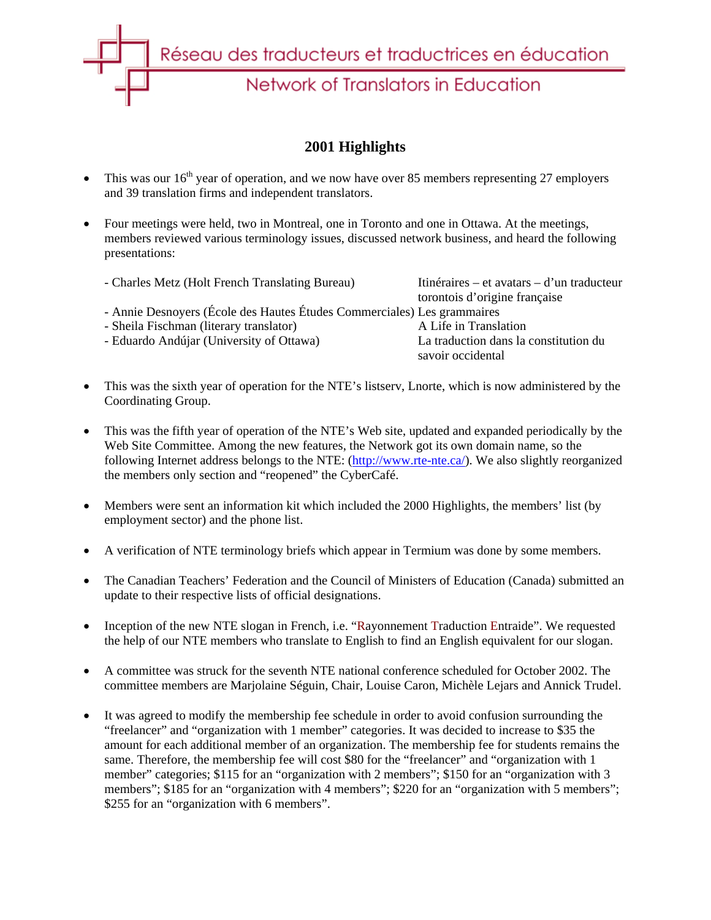Réseau des traducteurs et traductrices en éducation

Network of Translators in Education

# 2001 Highlights

- This was our 16th year of operation, and we now have over 85 members representing 27 employers and 39 translation firms and independent translators.

- Four meetings were held, two in Montreal, one in Toronto and one in Ottawa. At the meetings, members reviewed various terminology issues, discussed network business, and heard the following presentations:

| | |
|---|---|
| - Charles Metz (Holt French Translating Bureau) | Itinéraires – et avatars – d'un traducteur torontois d'origine française |
| - Annie Desnoyers (École des Hautes Études Commerciales) | Les grammaires |
| - Sheila Fischman (literary translator) | A Life in Translation |
| - Eduardo Andújar (University of Ottawa) | La traduction dans la constitution du savoir occidental |

- This was the sixth year of operation for the NTE's listserv, Lnorte, which is now administered by the Coordinating Group.

- This was the fifth year of operation of the NTE's Web site, updated and expanded periodically by the Web Site Committee. Among the new features, the Network got its own domain name, so the following Internet address belongs to the NTE: (http://www.rte-nte.ca/). We also slightly reorganized the members only section and "reopened" the CyberCafé.

- Members were sent an information kit which included the 2000 Highlights, the members' list (by employment sector) and the phone list.

- A verification of NTE terminology briefs which appear in Termium was done by some members.

- The Canadian Teachers' Federation and the Council of Ministers of Education (Canada) submitted an update to their respective lists of official designations.

- Inception of the new NTE slogan in French, i.e. "Rayonnement Traduction Entraide". We requested the help of our NTE members who translate to English to find an English equivalent for our slogan.

- A committee was struck for the seventh NTE national conference scheduled for October 2002. The committee members are Marjolaine Séguin, Chair, Louise Caron, Michèle Lejars and Annick Trudel.

- It was agreed to modify the membership fee schedule in order to avoid confusion surrounding the "freelancer" and "organization with 1 member" categories. It was decided to increase to $35 the amount for each additional member of an organization. The membership fee for students remains the same. Therefore, the membership fee will cost $80 for the "freelancer" and "organization with 1 member" categories; $115 for an "organization with 2 members"; $150 for an "organization with 3 members"; $185 for an "organization with 4 members"; $220 for an "organization with 5 members"; $255 for an "organization with 6 members".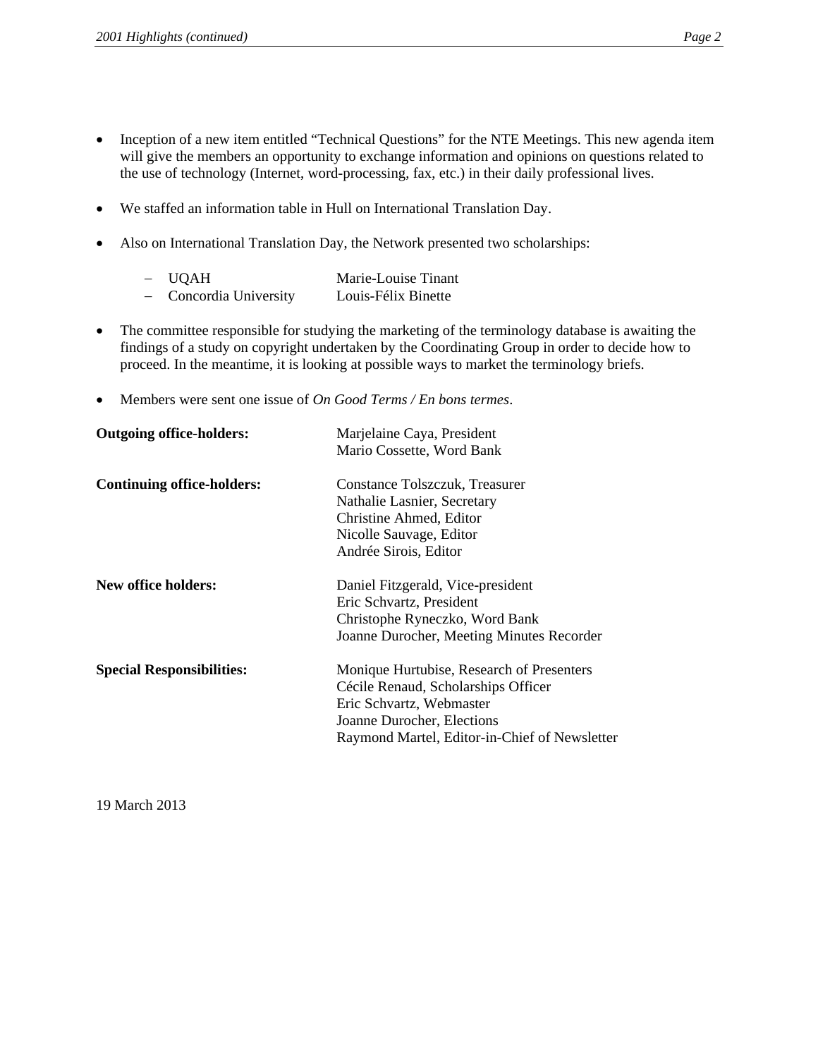- Inception of a new item entitled “Technical Questions” for the NTE Meetings. This new agenda item will give the members an opportunity to exchange information and opinions on questions related to the use of technology (Internet, word-processing, fax, etc.) in their daily professional lives.

- We staffed an information table in Hull on International Translation Day.

- Also on International Translation Day, the Network presented two scholarships:

  - UQAH — Marie-Louise Tinant
  - Concordia University — Louis-Félix Binette

- The committee responsible for studying the marketing of the terminology database is awaiting the findings of a study on copyright undertaken by the Coordinating Group in order to decide how to proceed. In the meantime, it is looking at possible ways to market the terminology briefs.

- Members were sent one issue of *On Good Terms / En bons termes*.

| | |
|---|---|
| **Outgoing office-holders:** | Marjelaine Caya, President<br>Mario Cossette, Word Bank |
| **Continuing office-holders:** | Constance Tolszczuk, Treasurer<br>Nathalie Lasnier, Secretary<br>Christine Ahmed, Editor<br>Nicolle Sauvage, Editor<br>Andrée Sirois, Editor |
| **New office holders:** | Daniel Fitzgerald, Vice-president<br>Eric Schvartz, President<br>Christophe Ryneczko, Word Bank<br>Joanne Durocher, Meeting Minutes Recorder |
| **Special Responsibilities:** | Monique Hurtubise, Research of Presenters<br>Cécile Renaud, Scholarships Officer<br>Eric Schvartz, Webmaster<br>Joanne Durocher, Elections<br>Raymond Martel, Editor-in-Chief of Newsletter |

19 March 2013